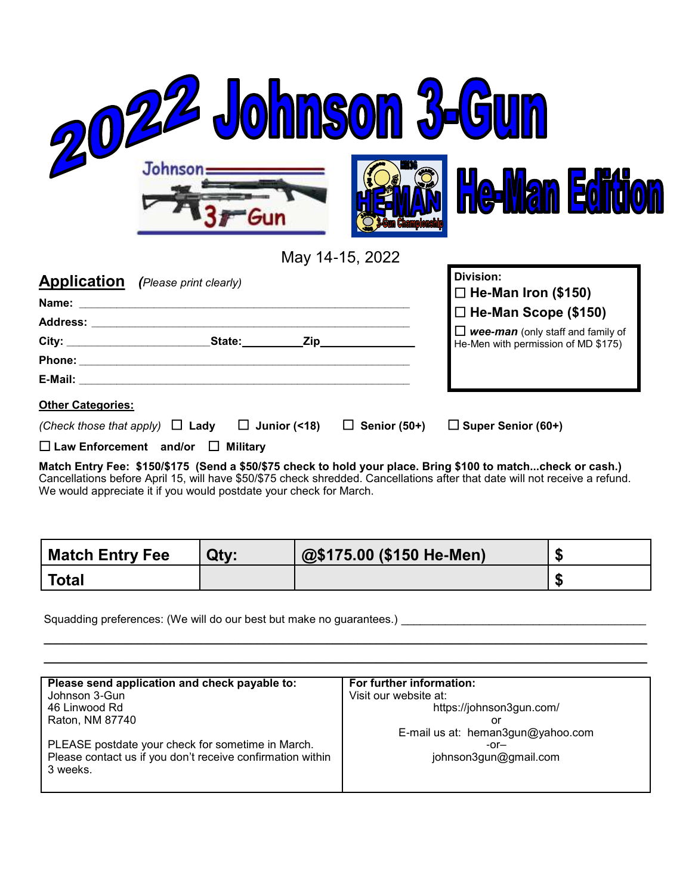# 2022 Johnson 3-Gun

## He-Man Edition

May 14-15, 2022

## Application *(Please print clearly)*

**Name:** ____________________________________________

**Address:** ____________________________________________

**City:** ______________________ **State:** __________ **Zip** ______________

**Phone:** ____________________________________________

**E-Mail:** ____________________________________________

**Division:**

☐ **He-Man Iron ($150)**

☐ **He-Man Scope ($150)**

☐ ***wee-man*** (only staff and family of He-Men with permission of MD $175)

**Other Categories:**

*(Check those that apply)* ☐ **Lady** ☐ **Junior (<18)** ☐ **Senior (50+)** ☐ **Super Senior (60+)**

☐ **Law Enforcement and/or** ☐ **Military**

**Match Entry Fee: $150/$175 (Send a $50/$75 check to hold your place. Bring $100 to match...check or cash.)**
Cancellations before April 15, will have $50/$75 check shredded. Cancellations after that date will not receive a refund. We would appreciate it if you would postdate your check for March.

| Match Entry Fee | Qty: | @$175.00 ($150 He-Men) | $ |
|---|---|---|---|
| Total | | | $ |

Squadding preferences: (We will do our best but make no guarantees.) ____________________________________________

____________________________________________

____________________________________________

| Please send application and check payable to: | For further information: |
|---|---|
| Johnson 3-Gun<br>46 Linwood Rd<br>Raton, NM 87740<br><br>PLEASE postdate your check for sometime in March.<br>Please contact us if you don't receive confirmation within 3 weeks. | Visit our website at:<br>https://johnson3gun.com/<br>or<br>E-mail us at: heman3gun@yahoo.com<br>-or–<br>johnson3gun@gmail.com |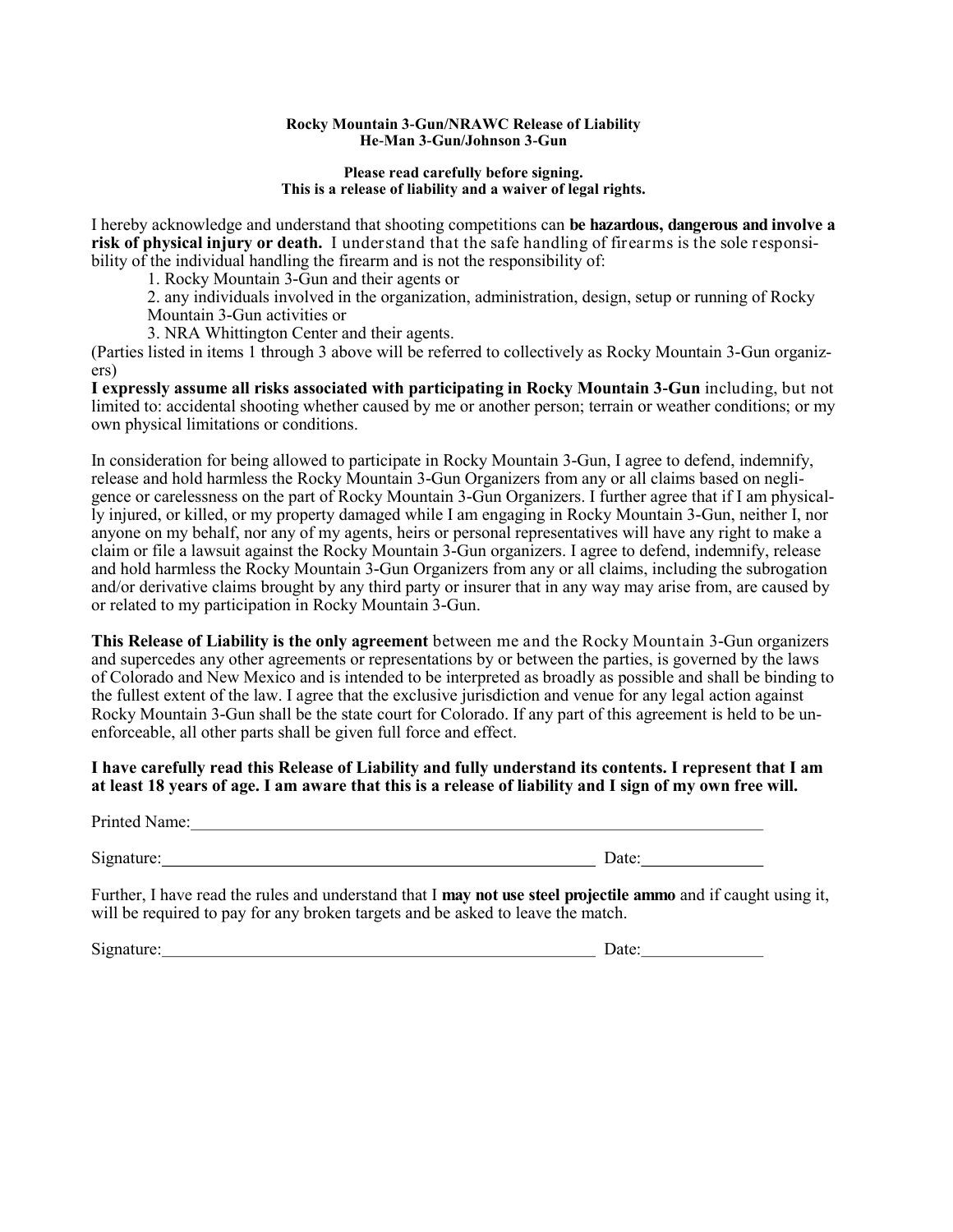**Rocky Mountain 3-Gun/NRAWC Release of Liability**
**He-Man 3-Gun/Johnson 3-Gun**

**Please read carefully before signing.**
**This is a release of liability and a waiver of legal rights.**

I hereby acknowledge and understand that shooting competitions can **be hazardous, dangerous and involve a risk of physical injury or death.** I understand that the safe handling of firearms is the sole responsibility of the individual handling the firearm and is not the responsibility of:

1. Rocky Mountain 3-Gun and their agents or
2. any individuals involved in the organization, administration, design, setup or running of Rocky Mountain 3-Gun activities or
3. NRA Whittington Center and their agents.

(Parties listed in items 1 through 3 above will be referred to collectively as Rocky Mountain 3-Gun organizers)

**I expressly assume all risks associated with participating in Rocky Mountain 3-Gun** including, but not limited to: accidental shooting whether caused by me or another person; terrain or weather conditions; or my own physical limitations or conditions.

In consideration for being allowed to participate in Rocky Mountain 3-Gun, I agree to defend, indemnify, release and hold harmless the Rocky Mountain 3-Gun Organizers from any or all claims based on negligence or carelessness on the part of Rocky Mountain 3-Gun Organizers. I further agree that if I am physically injured, or killed, or my property damaged while I am engaging in Rocky Mountain 3-Gun, neither I, nor anyone on my behalf, nor any of my agents, heirs or personal representatives will have any right to make a claim or file a lawsuit against the Rocky Mountain 3-Gun organizers. I agree to defend, indemnify, release and hold harmless the Rocky Mountain 3-Gun Organizers from any or all claims, including the subrogation and/or derivative claims brought by any third party or insurer that in any way may arise from, are caused by or related to my participation in Rocky Mountain 3-Gun.

**This Release of Liability is the only agreement** between me and the Rocky Mountain 3-Gun organizers and supercedes any other agreements or representations by or between the parties, is governed by the laws of Colorado and New Mexico and is intended to be interpreted as broadly as possible and shall be binding to the fullest extent of the law. I agree that the exclusive jurisdiction and venue for any legal action against Rocky Mountain 3-Gun shall be the state court for Colorado. If any part of this agreement is held to be unenforceable, all other parts shall be given full force and effect.

**I have carefully read this Release of Liability and fully understand its contents. I represent that I am at least 18 years of age. I am aware that this is a release of liability and I sign of my own free will.**

Printed Name:\_\_\_\_\_\_\_\_\_\_\_\_\_\_\_\_\_\_\_\_\_\_\_\_\_\_\_\_\_\_\_\_\_\_\_\_\_\_\_\_\_\_\_\_\_\_\_\_

Signature:\_\_\_\_\_\_\_\_\_\_\_\_\_\_\_\_\_\_\_\_\_\_\_\_\_\_\_\_\_\_\_\_\_\_\_\_\_\_ Date:\_\_\_\_\_\_\_\_\_\_

Further, I have read the rules and understand that I **may not use steel projectile ammo** and if caught using it, will be required to pay for any broken targets and be asked to leave the match.

Signature:\_\_\_\_\_\_\_\_\_\_\_\_\_\_\_\_\_\_\_\_\_\_\_\_\_\_\_\_\_\_\_\_\_\_\_\_\_\_ Date:\_\_\_\_\_\_\_\_\_\_